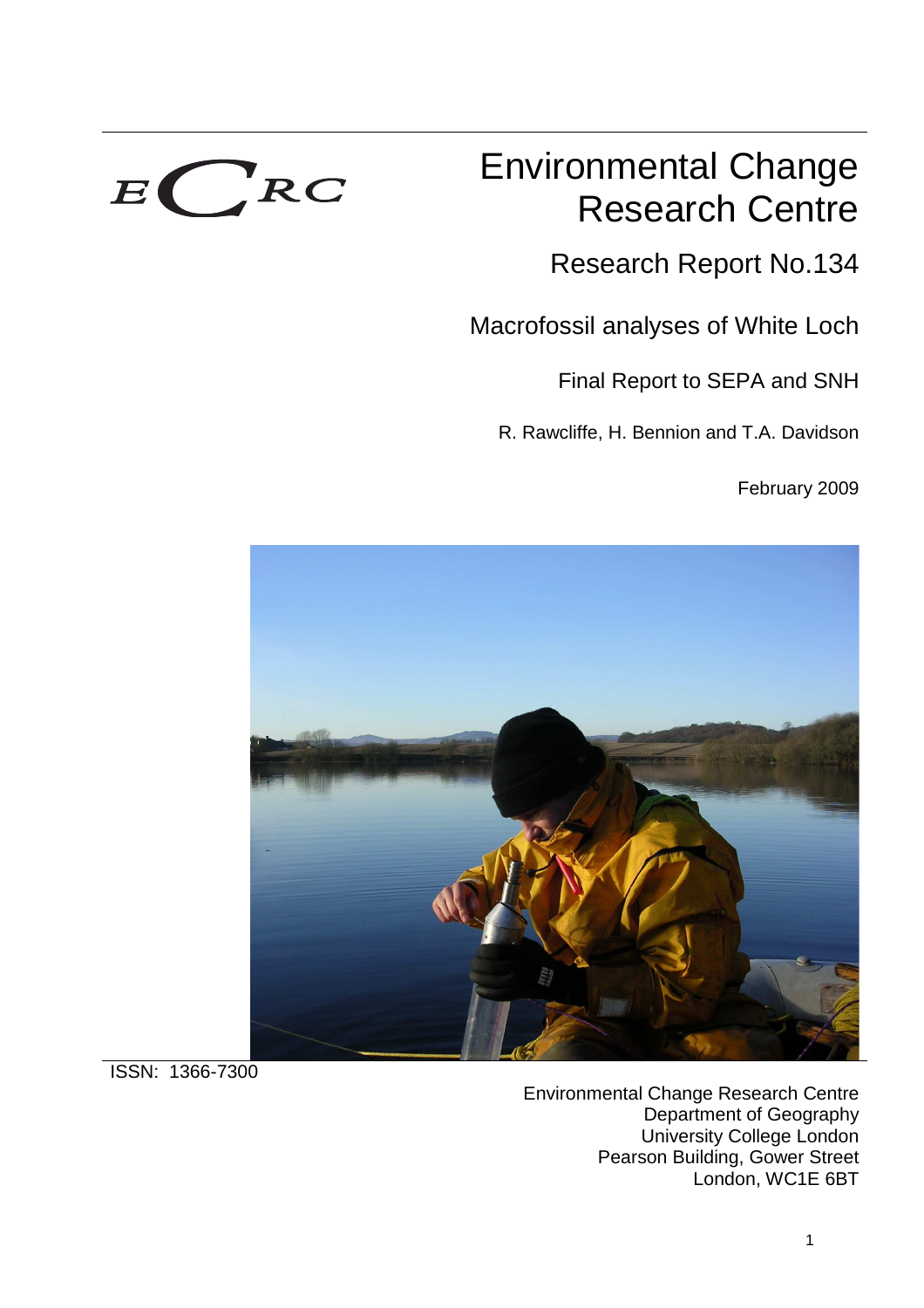ECRC

# Environmental Change Research Centre

## Research Report No.134

## Macrofossil analyses of White Loch

Final Report to SEPA and SNH

R. Rawcliffe, H. Bennion and T.A. Davidson

February 2009

ISSN: 1366-7300

Environmental Change Research Centre
Department of Geography
University College London
Pearson Building, Gower Street
London, WC1E 6BT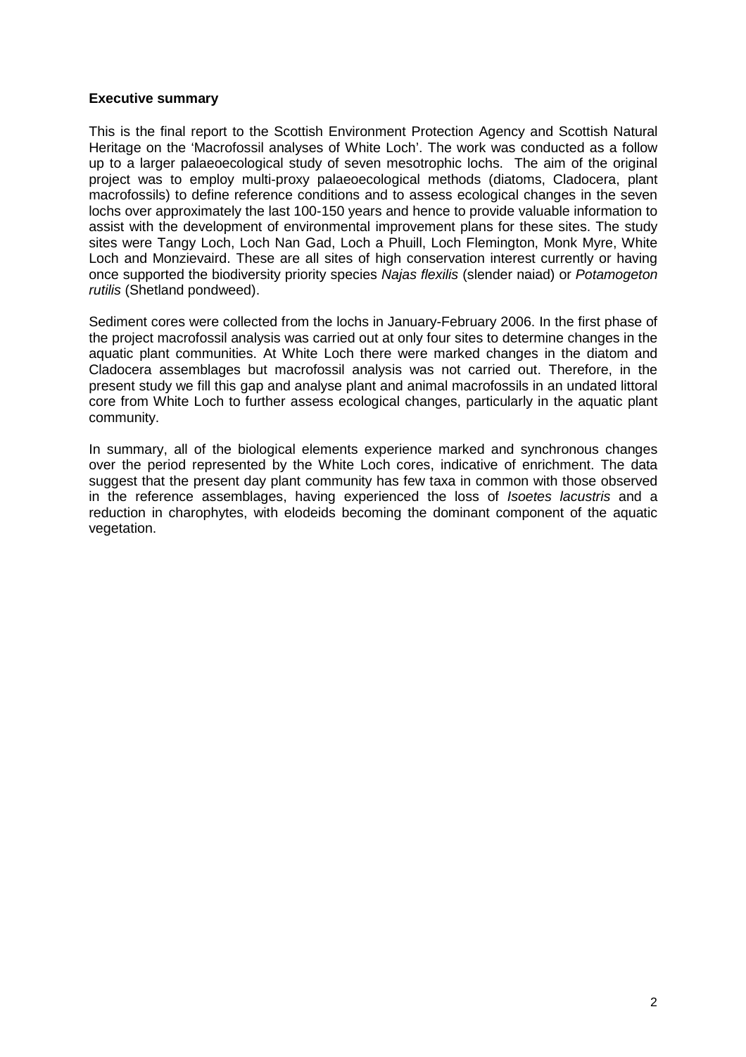**Executive summary**

This is the final report to the Scottish Environment Protection Agency and Scottish Natural Heritage on the 'Macrofossil analyses of White Loch'. The work was conducted as a follow up to a larger palaeoecological study of seven mesotrophic lochs. The aim of the original project was to employ multi-proxy palaeoecological methods (diatoms, Cladocera, plant macrofossils) to define reference conditions and to assess ecological changes in the seven lochs over approximately the last 100-150 years and hence to provide valuable information to assist with the development of environmental improvement plans for these sites. The study sites were Tangy Loch, Loch Nan Gad, Loch a Phuill, Loch Flemington, Monk Myre, White Loch and Monzievaird. These are all sites of high conservation interest currently or having once supported the biodiversity priority species *Najas flexilis* (slender naiad) or *Potamogeton rutilis* (Shetland pondweed).

Sediment cores were collected from the lochs in January-February 2006. In the first phase of the project macrofossil analysis was carried out at only four sites to determine changes in the aquatic plant communities. At White Loch there were marked changes in the diatom and Cladocera assemblages but macrofossil analysis was not carried out. Therefore, in the present study we fill this gap and analyse plant and animal macrofossils in an undated littoral core from White Loch to further assess ecological changes, particularly in the aquatic plant community.

In summary, all of the biological elements experience marked and synchronous changes over the period represented by the White Loch cores, indicative of enrichment. The data suggest that the present day plant community has few taxa in common with those observed in the reference assemblages, having experienced the loss of *Isoetes lacustris* and a reduction in charophytes, with elodeids becoming the dominant component of the aquatic vegetation.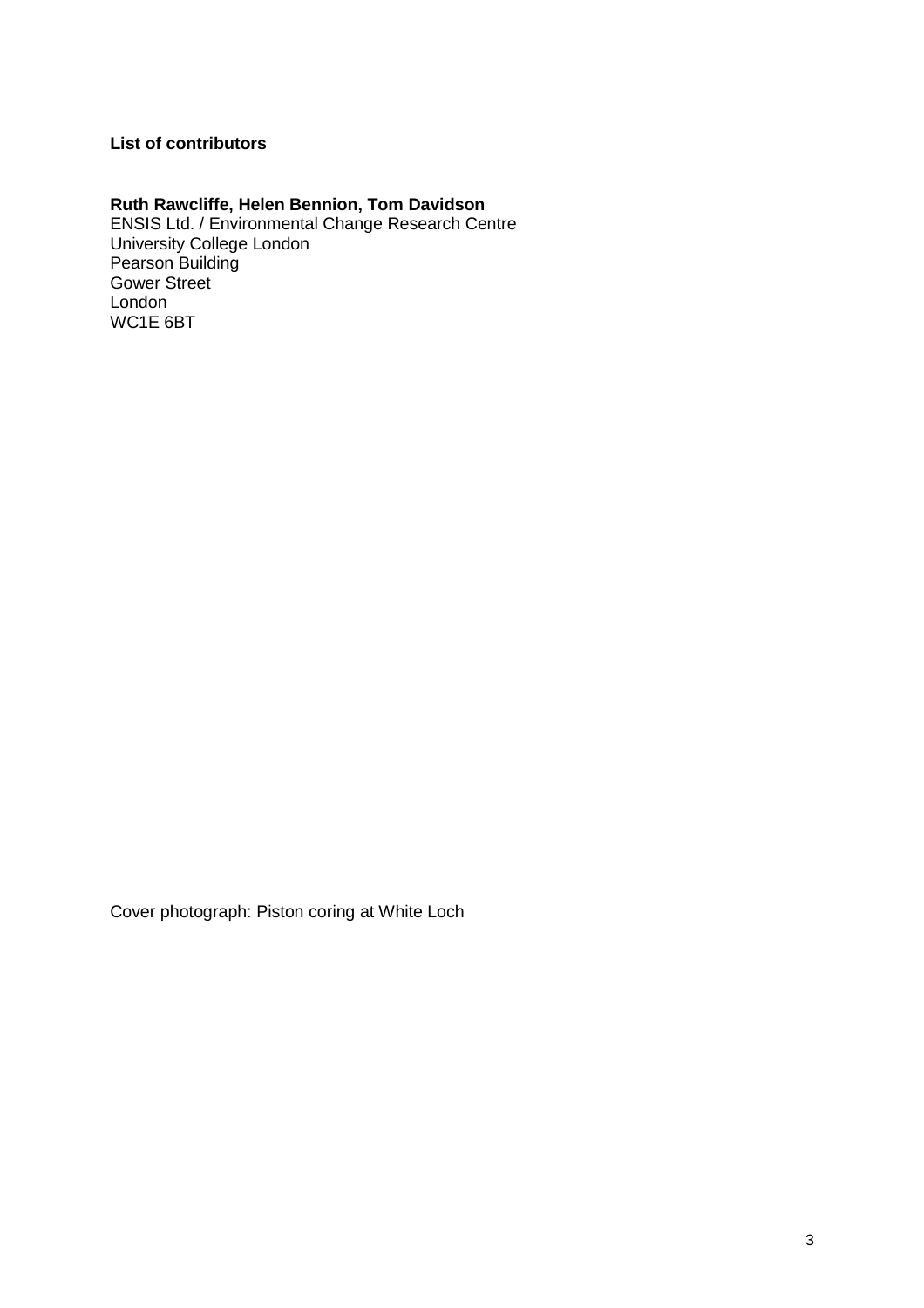**List of contributors**

**Ruth Rawcliffe, Helen Bennion, Tom Davidson**
ENSIS Ltd. / Environmental Change Research Centre
University College London
Pearson Building
Gower Street
London
WC1E 6BT

Cover photograph: Piston coring at White Loch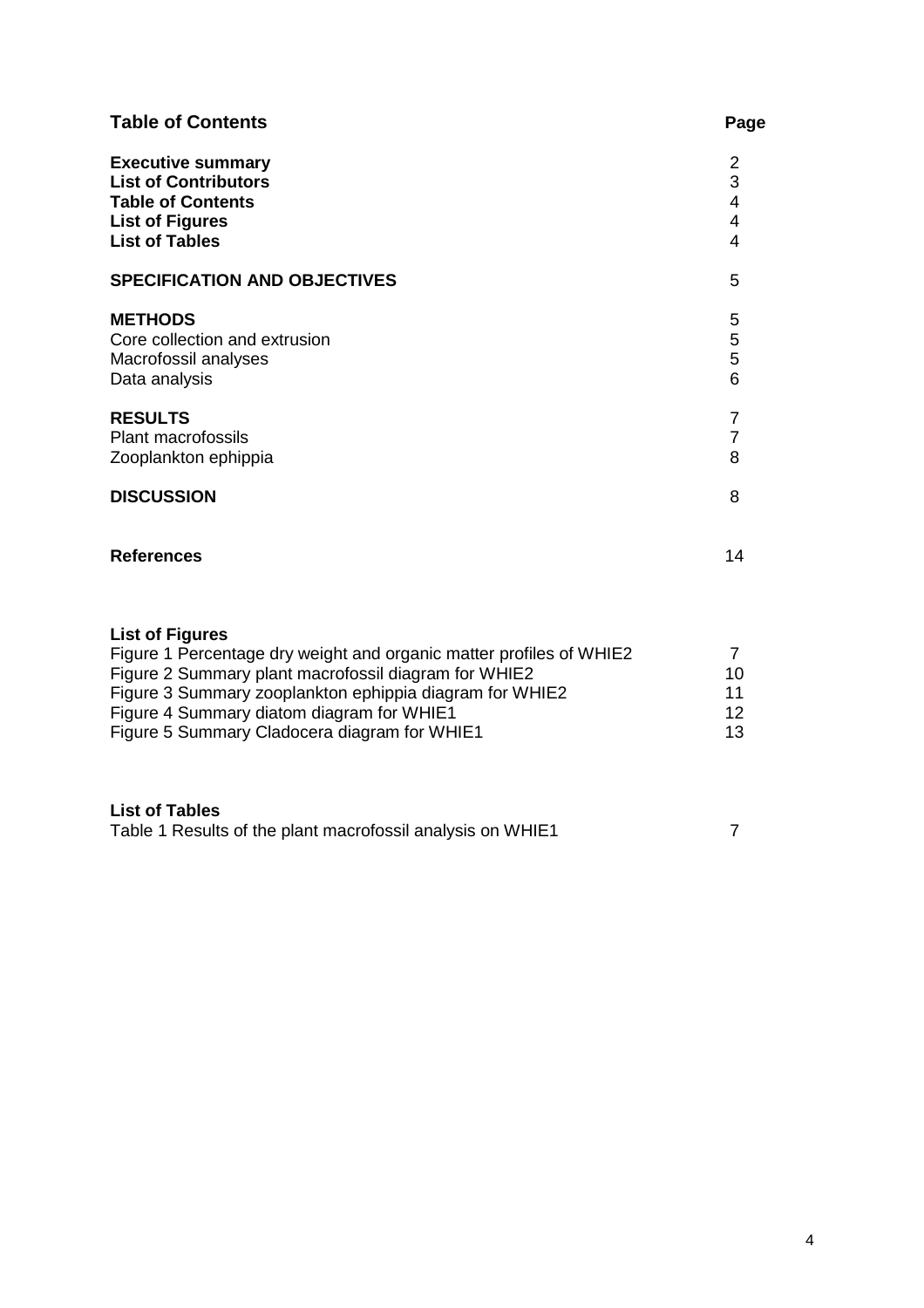## Table of Contents

| | Page |
|---|---|
| **Executive summary** | 2 |
| **List of Contributors** | 3 |
| **Table of Contents** | 4 |
| **List of Figures** | 4 |
| **List of Tables** | 4 |
| | |
| **SPECIFICATION AND OBJECTIVES** | 5 |
| | |
| **METHODS** | 5 |
| Core collection and extrusion | 5 |
| Macrofossil analyses | 5 |
| Data analysis | 6 |
| | |
| **RESULTS** | 7 |
| Plant macrofossils | 7 |
| Zooplankton ephippia | 8 |
| | |
| **DISCUSSION** | 8 |
| | |
| **References** | 14 |

**List of Figures**

| | |
|---|---|
| Figure 1 Percentage dry weight and organic matter profiles of WHIE2 | 7 |
| Figure 2 Summary plant macrofossil diagram for WHIE2 | 10 |
| Figure 3 Summary zooplankton ephippia diagram for WHIE2 | 11 |
| Figure 4 Summary diatom diagram for WHIE1 | 12 |
| Figure 5 Summary Cladocera diagram for WHIE1 | 13 |

**List of Tables**

| | |
|---|---|
| Table 1 Results of the plant macrofossil analysis on WHIE1 | 7 |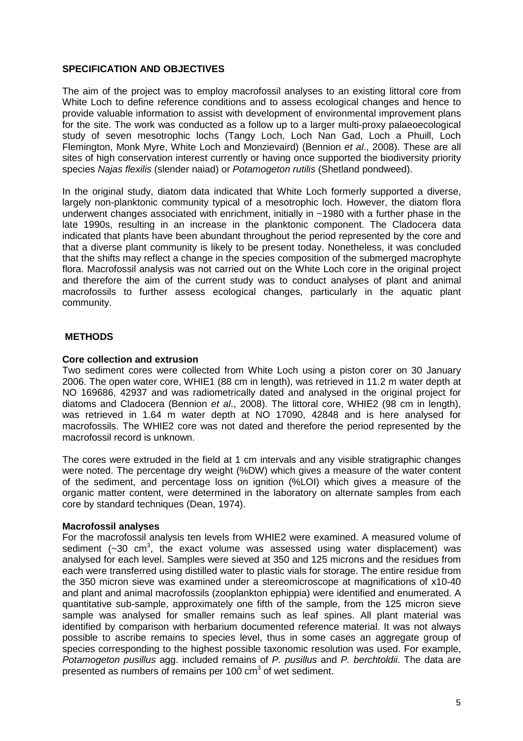## SPECIFICATION AND OBJECTIVES

The aim of the project was to employ macrofossil analyses to an existing littoral core from White Loch to define reference conditions and to assess ecological changes and hence to provide valuable information to assist with development of environmental improvement plans for the site. The work was conducted as a follow up to a larger multi-proxy palaeoecological study of seven mesotrophic lochs (Tangy Loch, Loch Nan Gad, Loch a Phuill, Loch Flemington, Monk Myre, White Loch and Monzievaird) (Bennion *et al*., 2008). These are all sites of high conservation interest currently or having once supported the biodiversity priority species *Najas flexilis* (slender naiad) or *Potamogeton rutilis* (Shetland pondweed).

In the original study, diatom data indicated that White Loch formerly supported a diverse, largely non-planktonic community typical of a mesotrophic loch. However, the diatom flora underwent changes associated with enrichment, initially in ~1980 with a further phase in the late 1990s, resulting in an increase in the planktonic component. The Cladocera data indicated that plants have been abundant throughout the period represented by the core and that a diverse plant community is likely to be present today. Nonetheless, it was concluded that the shifts may reflect a change in the species composition of the submerged macrophyte flora. Macrofossil analysis was not carried out on the White Loch core in the original project and therefore the aim of the current study was to conduct analyses of plant and animal macrofossils to further assess ecological changes, particularly in the aquatic plant community.

## METHODS

### Core collection and extrusion

Two sediment cores were collected from White Loch using a piston corer on 30 January 2006. The open water core, WHIE1 (88 cm in length), was retrieved in 11.2 m water depth at NO 169686, 42937 and was radiometrically dated and analysed in the original project for diatoms and Cladocera (Bennion *et al*., 2008). The littoral core, WHIE2 (98 cm in length), was retrieved in 1.64 m water depth at NO 17090, 42848 and is here analysed for macrofossils. The WHIE2 core was not dated and therefore the period represented by the macrofossil record is unknown.

The cores were extruded in the field at 1 cm intervals and any visible stratigraphic changes were noted. The percentage dry weight (%DW) which gives a measure of the water content of the sediment, and percentage loss on ignition (%LOI) which gives a measure of the organic matter content, were determined in the laboratory on alternate samples from each core by standard techniques (Dean, 1974).

### Macrofossil analyses

For the macrofossil analysis ten levels from WHIE2 were examined. A measured volume of sediment (~30 $cm^3$, the exact volume was assessed using water displacement) was analysed for each level. Samples were sieved at 350 and 125 microns and the residues from each were transferred using distilled water to plastic vials for storage. The entire residue from the 350 micron sieve was examined under a stereomicroscope at magnifications of x10-40 and plant and animal macrofossils (zooplankton ephippia) were identified and enumerated. A quantitative sub-sample, approximately one fifth of the sample, from the 125 micron sieve sample was analysed for smaller remains such as leaf spines. All plant material was identified by comparison with herbarium documented reference material. It was not always possible to ascribe remains to species level, thus in some cases an aggregate group of species corresponding to the highest possible taxonomic resolution was used. For example, *Potamogeton pusillus* agg. included remains of *P. pusillus* and *P. berchtoldii*. The data are presented as numbers of remains per 100 $cm^3$ of wet sediment.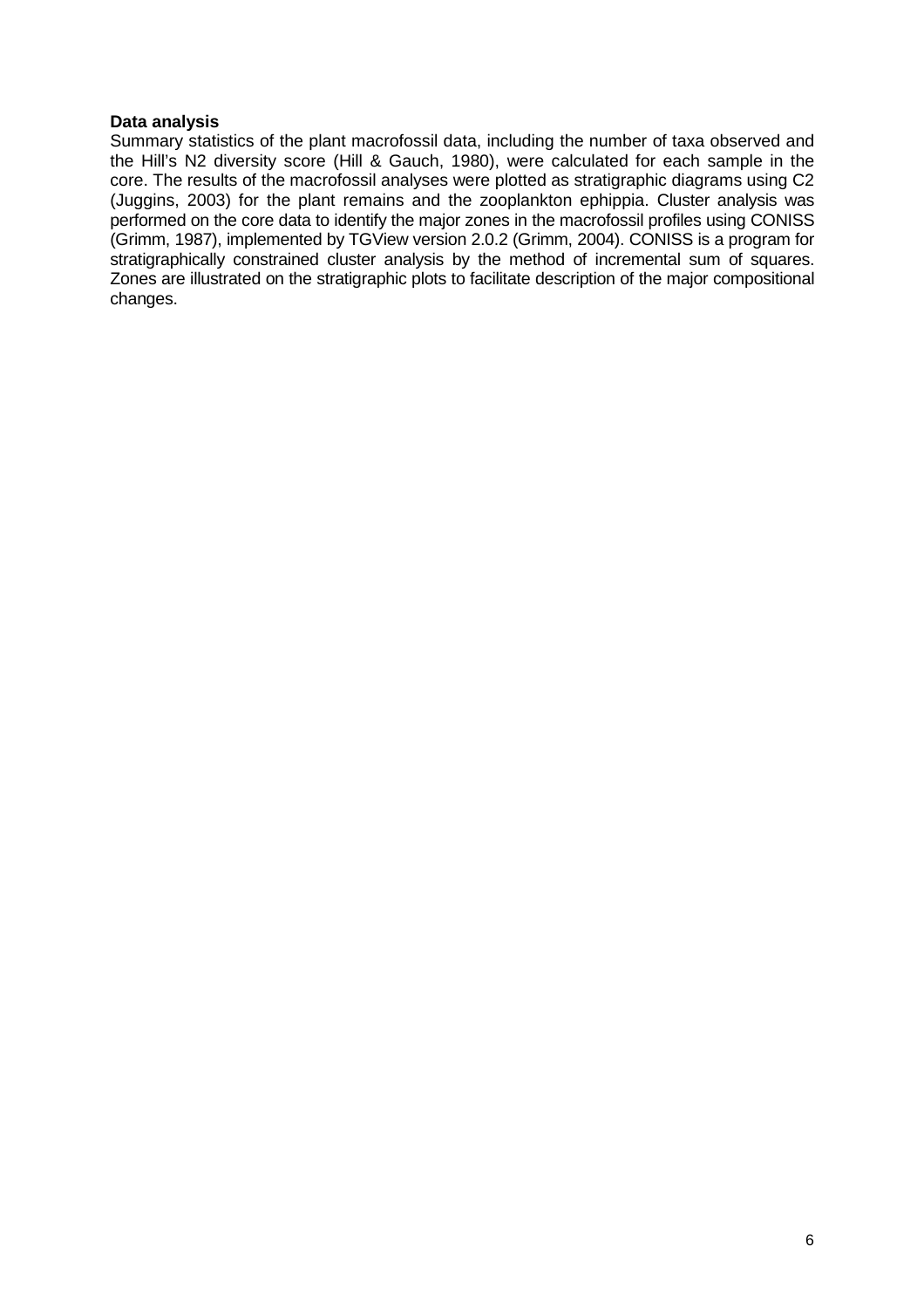**Data analysis**

Summary statistics of the plant macrofossil data, including the number of taxa observed and the Hill's N2 diversity score (Hill & Gauch, 1980), were calculated for each sample in the core. The results of the macrofossil analyses were plotted as stratigraphic diagrams using C2 (Juggins, 2003) for the plant remains and the zooplankton ephippia. Cluster analysis was performed on the core data to identify the major zones in the macrofossil profiles using CONISS (Grimm, 1987), implemented by TGView version 2.0.2 (Grimm, 2004). CONISS is a program for stratigraphically constrained cluster analysis by the method of incremental sum of squares. Zones are illustrated on the stratigraphic plots to facilitate description of the major compositional changes.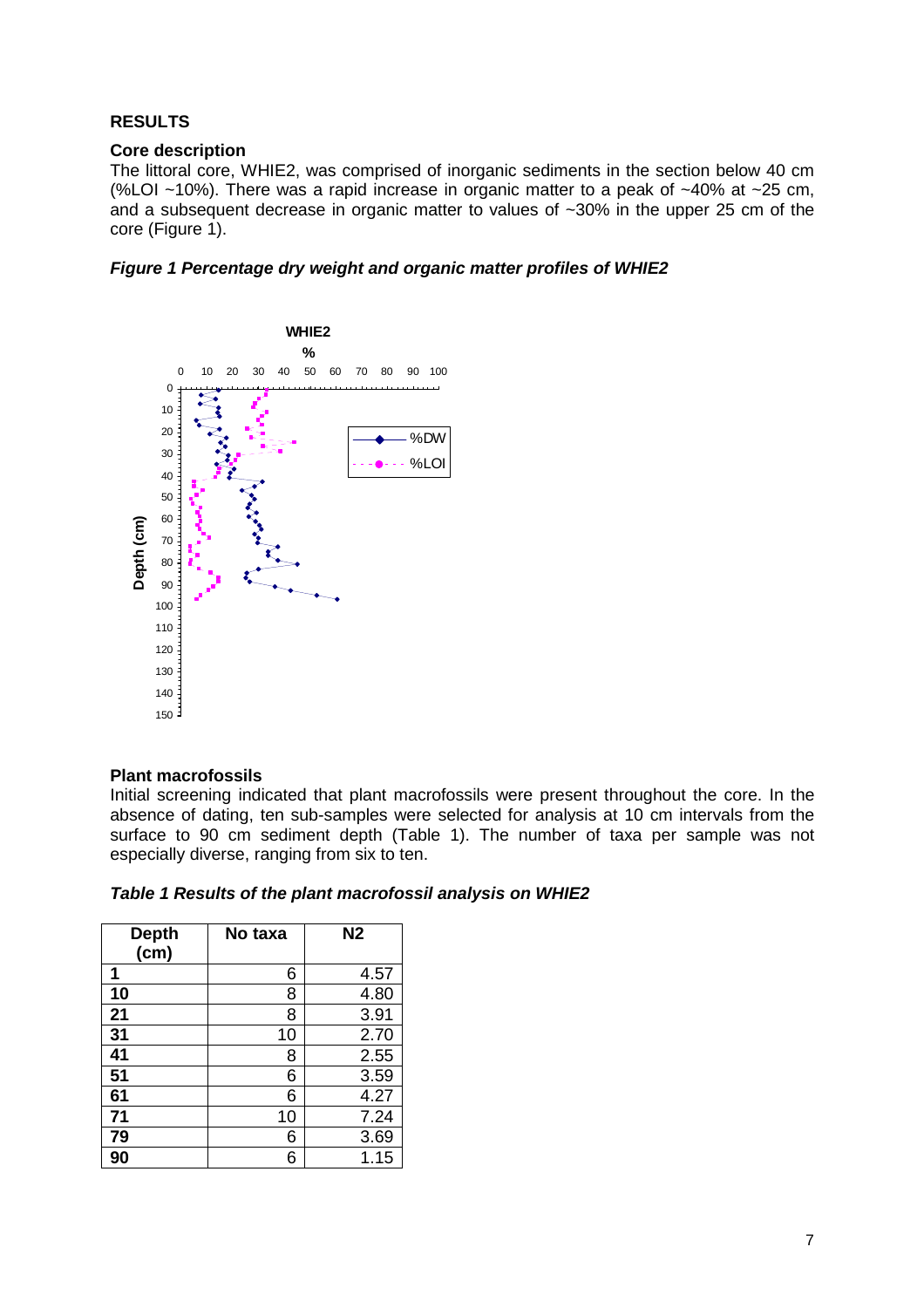## RESULTS

### Core description

The littoral core, WHIE2, was comprised of inorganic sediments in the section below 40 cm (%LOI ~10%). There was a rapid increase in organic matter to a peak of ~40% at ~25 cm, and a subsequent decrease in organic matter to values of ~30% in the upper 25 cm of the core (Figure 1).

***Figure 1 Percentage dry weight and organic matter profiles of WHIE2***

### Plant macrofossils

Initial screening indicated that plant macrofossils were present throughout the core. In the absence of dating, ten sub-samples were selected for analysis at 10 cm intervals from the surface to 90 cm sediment depth (Table 1). The number of taxa per sample was not especially diverse, ranging from six to ten.

***Table 1 Results of the plant macrofossil analysis on WHIE2***

| Depth (cm) | No taxa | N2 |
|---|---|---|
| 1 | 6 | 4.57 |
| 10 | 8 | 4.80 |
| 21 | 8 | 3.91 |
| 31 | 10 | 2.70 |
| 41 | 8 | 2.55 |
| 51 | 6 | 3.59 |
| 61 | 6 | 4.27 |
| 71 | 10 | 7.24 |
| 79 | 6 | 3.69 |
| 90 | 6 | 1.15 |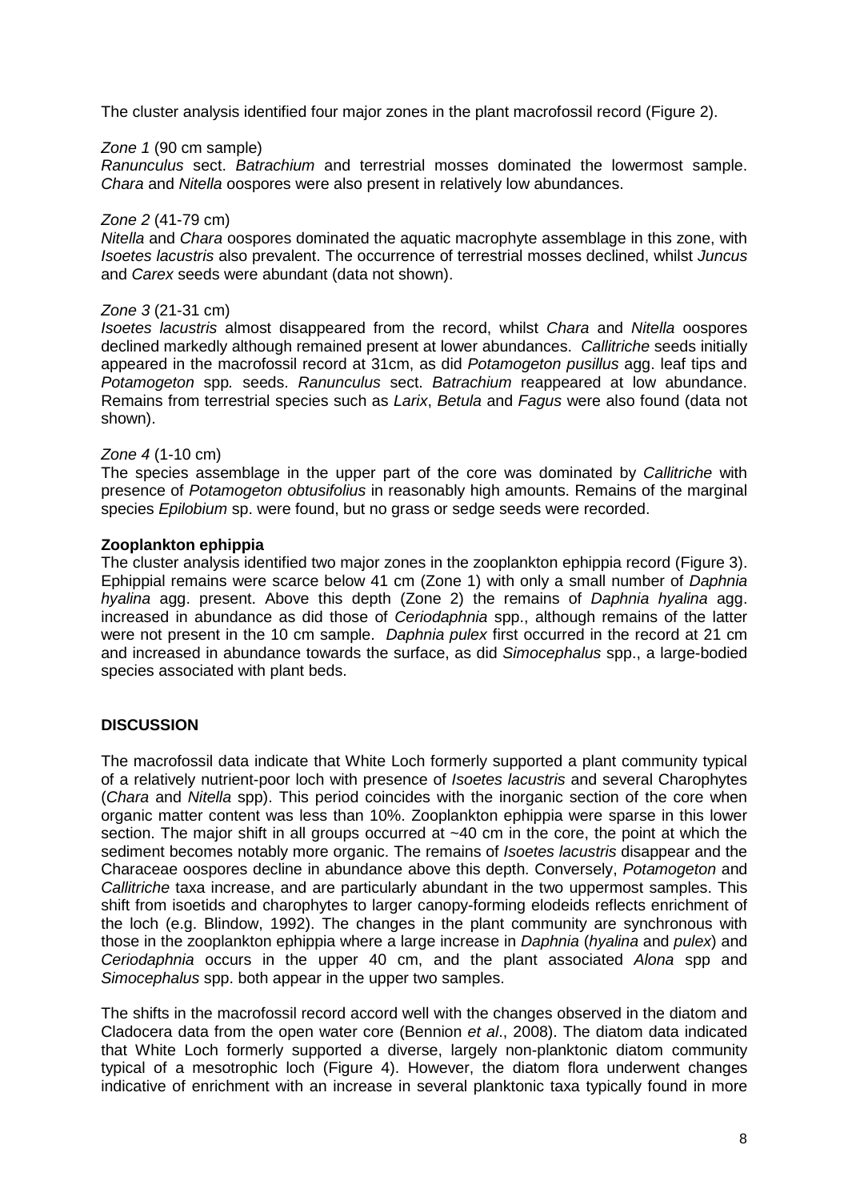The cluster analysis identified four major zones in the plant macrofossil record (Figure 2).

*Zone 1* (90 cm sample)
*Ranunculus* sect. *Batrachium* and terrestrial mosses dominated the lowermost sample. *Chara* and *Nitella* oospores were also present in relatively low abundances.

*Zone 2* (41-79 cm)
*Nitella* and *Chara* oospores dominated the aquatic macrophyte assemblage in this zone, with *Isoetes lacustris* also prevalent. The occurrence of terrestrial mosses declined, whilst *Juncus* and *Carex* seeds were abundant (data not shown).

*Zone 3* (21-31 cm)
*Isoetes lacustris* almost disappeared from the record, whilst *Chara* and *Nitella* oospores declined markedly although remained present at lower abundances. *Callitriche* seeds initially appeared in the macrofossil record at 31cm, as did *Potamogeton pusillus* agg. leaf tips and *Potamogeton* spp. seeds. *Ranunculus* sect. *Batrachium* reappeared at low abundance. Remains from terrestrial species such as *Larix*, *Betula* and *Fagus* were also found (data not shown).

*Zone 4* (1-10 cm)
The species assemblage in the upper part of the core was dominated by *Callitriche* with presence of *Potamogeton obtusifolius* in reasonably high amounts. Remains of the marginal species *Epilobium* sp. were found, but no grass or sedge seeds were recorded.

**Zooplankton ephippia**
The cluster analysis identified two major zones in the zooplankton ephippia record (Figure 3). Ephippial remains were scarce below 41 cm (Zone 1) with only a small number of *Daphnia hyalina* agg. present. Above this depth (Zone 2) the remains of *Daphnia hyalina* agg. increased in abundance as did those of *Ceriodaphnia* spp., although remains of the latter were not present in the 10 cm sample. *Daphnia pulex* first occurred in the record at 21 cm and increased in abundance towards the surface, as did *Simocephalus* spp., a large-bodied species associated with plant beds.

## DISCUSSION

The macrofossil data indicate that White Loch formerly supported a plant community typical of a relatively nutrient-poor loch with presence of *Isoetes lacustris* and several Charophytes (*Chara* and *Nitella* spp). This period coincides with the inorganic section of the core when organic matter content was less than 10%. Zooplankton ephippia were sparse in this lower section. The major shift in all groups occurred at ~40 cm in the core, the point at which the sediment becomes notably more organic. The remains of *Isoetes lacustris* disappear and the Characeae oospores decline in abundance above this depth. Conversely, *Potamogeton* and *Callitriche* taxa increase, and are particularly abundant in the two uppermost samples. This shift from isoetids and charophytes to larger canopy-forming elodeids reflects enrichment of the loch (e.g. Blindow, 1992). The changes in the plant community are synchronous with those in the zooplankton ephippia where a large increase in *Daphnia* (*hyalina* and *pulex*) and *Ceriodaphnia* occurs in the upper 40 cm, and the plant associated *Alona* spp and *Simocephalus* spp. both appear in the upper two samples.

The shifts in the macrofossil record accord well with the changes observed in the diatom and Cladocera data from the open water core (Bennion *et al*., 2008). The diatom data indicated that White Loch formerly supported a diverse, largely non-planktonic diatom community typical of a mesotrophic loch (Figure 4). However, the diatom flora underwent changes indicative of enrichment with an increase in several planktonic taxa typically found in more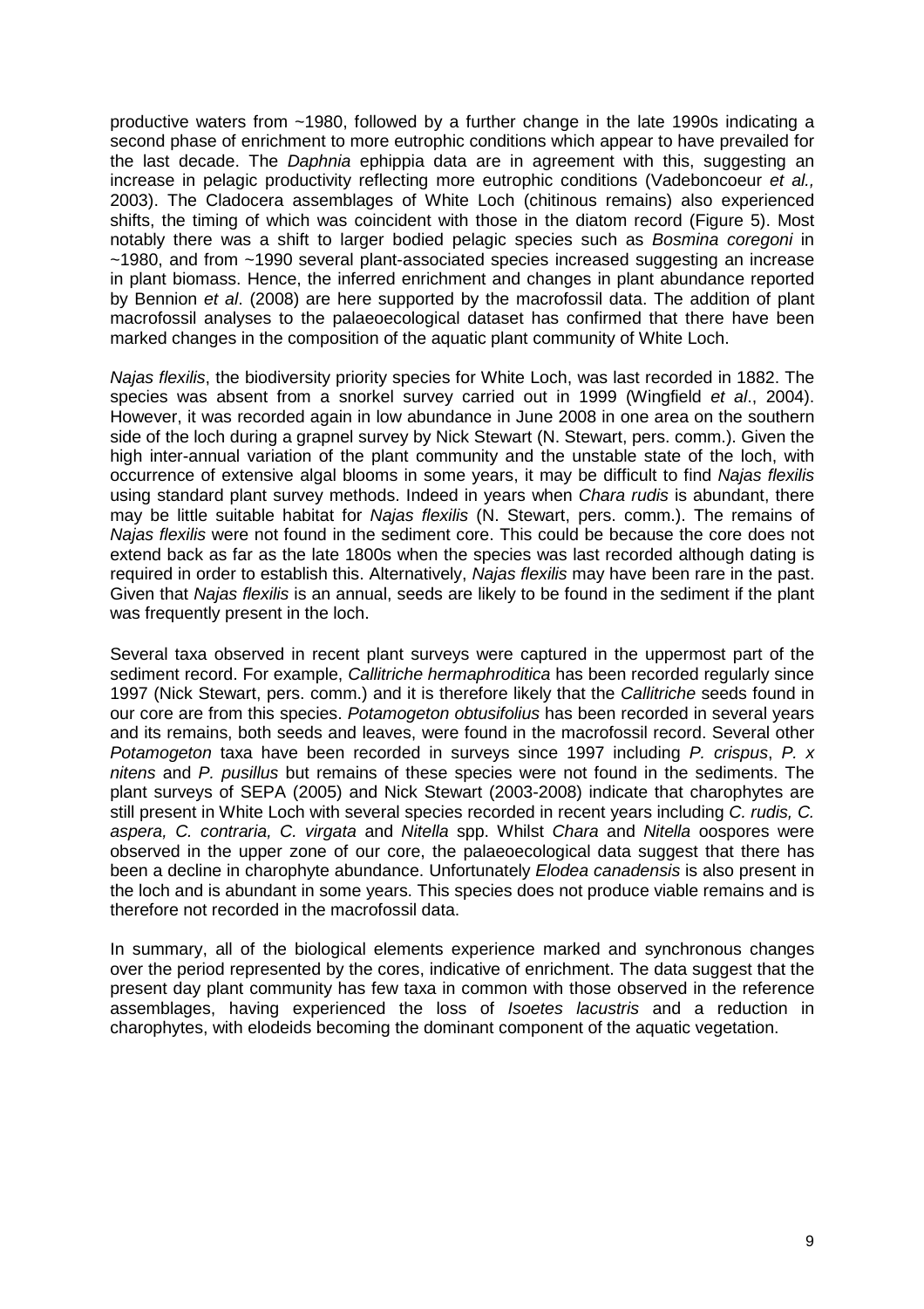productive waters from ~1980, followed by a further change in the late 1990s indicating a second phase of enrichment to more eutrophic conditions which appear to have prevailed for the last decade. The *Daphnia* ephippia data are in agreement with this, suggesting an increase in pelagic productivity reflecting more eutrophic conditions (Vadeboncoeur *et al.,* 2003). The Cladocera assemblages of White Loch (chitinous remains) also experienced shifts, the timing of which was coincident with those in the diatom record (Figure 5). Most notably there was a shift to larger bodied pelagic species such as *Bosmina coregoni* in ~1980, and from ~1990 several plant-associated species increased suggesting an increase in plant biomass. Hence, the inferred enrichment and changes in plant abundance reported by Bennion *et al*. (2008) are here supported by the macrofossil data. The addition of plant macrofossil analyses to the palaeoecological dataset has confirmed that there have been marked changes in the composition of the aquatic plant community of White Loch.

*Najas flexilis*, the biodiversity priority species for White Loch, was last recorded in 1882. The species was absent from a snorkel survey carried out in 1999 (Wingfield *et al*., 2004). However, it was recorded again in low abundance in June 2008 in one area on the southern side of the loch during a grapnel survey by Nick Stewart (N. Stewart, pers. comm.). Given the high inter-annual variation of the plant community and the unstable state of the loch, with occurrence of extensive algal blooms in some years, it may be difficult to find *Najas flexilis* using standard plant survey methods. Indeed in years when *Chara rudis* is abundant, there may be little suitable habitat for *Najas flexilis* (N. Stewart, pers. comm.). The remains of *Najas flexilis* were not found in the sediment core. This could be because the core does not extend back as far as the late 1800s when the species was last recorded although dating is required in order to establish this. Alternatively, *Najas flexilis* may have been rare in the past. Given that *Najas flexilis* is an annual, seeds are likely to be found in the sediment if the plant was frequently present in the loch.

Several taxa observed in recent plant surveys were captured in the uppermost part of the sediment record. For example, *Callitriche hermaphroditica* has been recorded regularly since 1997 (Nick Stewart, pers. comm.) and it is therefore likely that the *Callitriche* seeds found in our core are from this species. *Potamogeton obtusifolius* has been recorded in several years and its remains, both seeds and leaves, were found in the macrofossil record. Several other *Potamogeton* taxa have been recorded in surveys since 1997 including *P. crispus*, *P. x nitens* and *P. pusillus* but remains of these species were not found in the sediments. The plant surveys of SEPA (2005) and Nick Stewart (2003-2008) indicate that charophytes are still present in White Loch with several species recorded in recent years including *C. rudis, C. aspera, C. contraria, C. virgata* and *Nitella* spp. Whilst *Chara* and *Nitella* oospores were observed in the upper zone of our core, the palaeoecological data suggest that there has been a decline in charophyte abundance. Unfortunately *Elodea canadensis* is also present in the loch and is abundant in some years. This species does not produce viable remains and is therefore not recorded in the macrofossil data.

In summary, all of the biological elements experience marked and synchronous changes over the period represented by the cores, indicative of enrichment. The data suggest that the present day plant community has few taxa in common with those observed in the reference assemblages, having experienced the loss of *Isoetes lacustris* and a reduction in charophytes, with elodeids becoming the dominant component of the aquatic vegetation.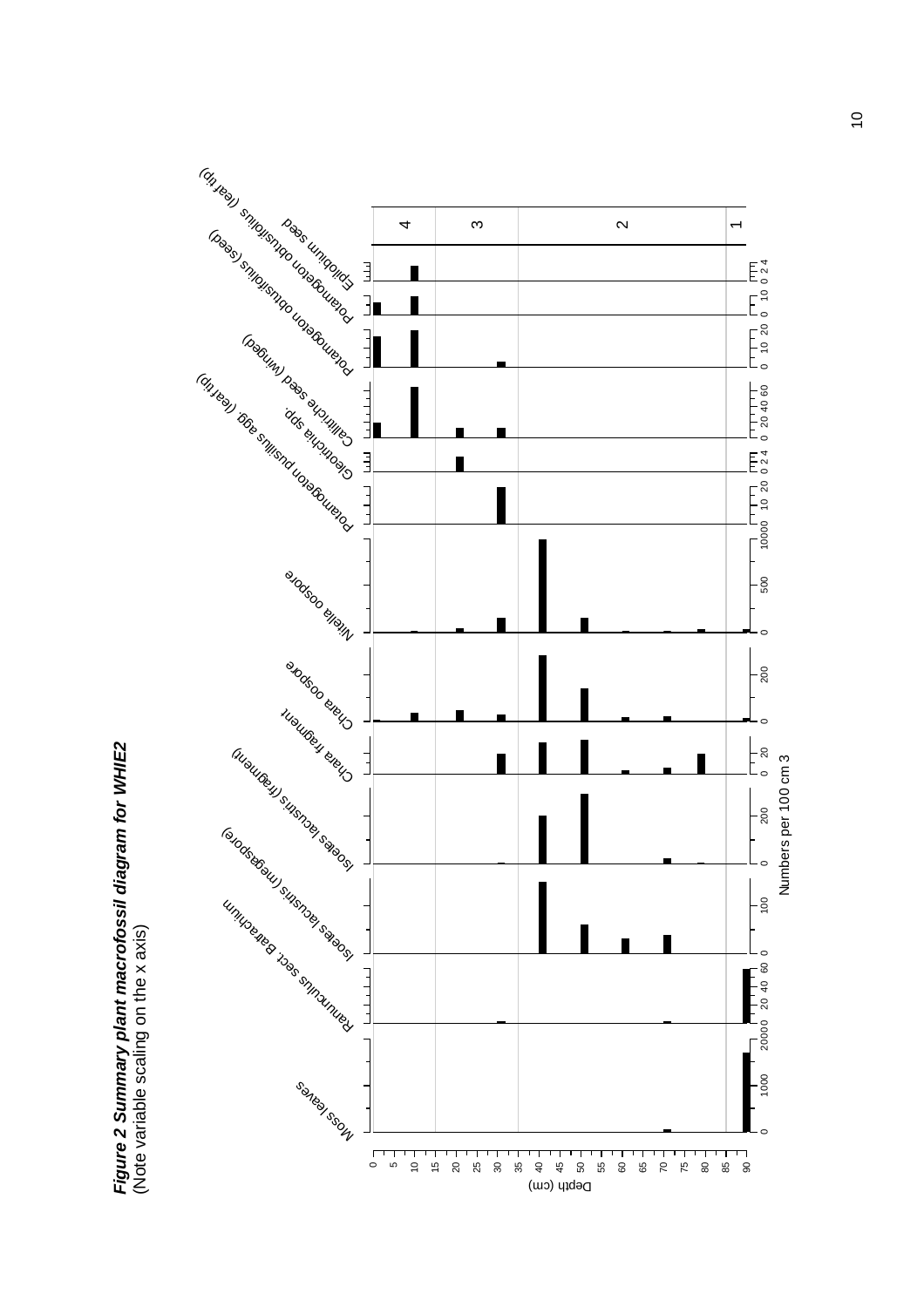***Figure 2 Summary plant macrofossil diagram for WHIE2***
(Note variable scaling on the x axis)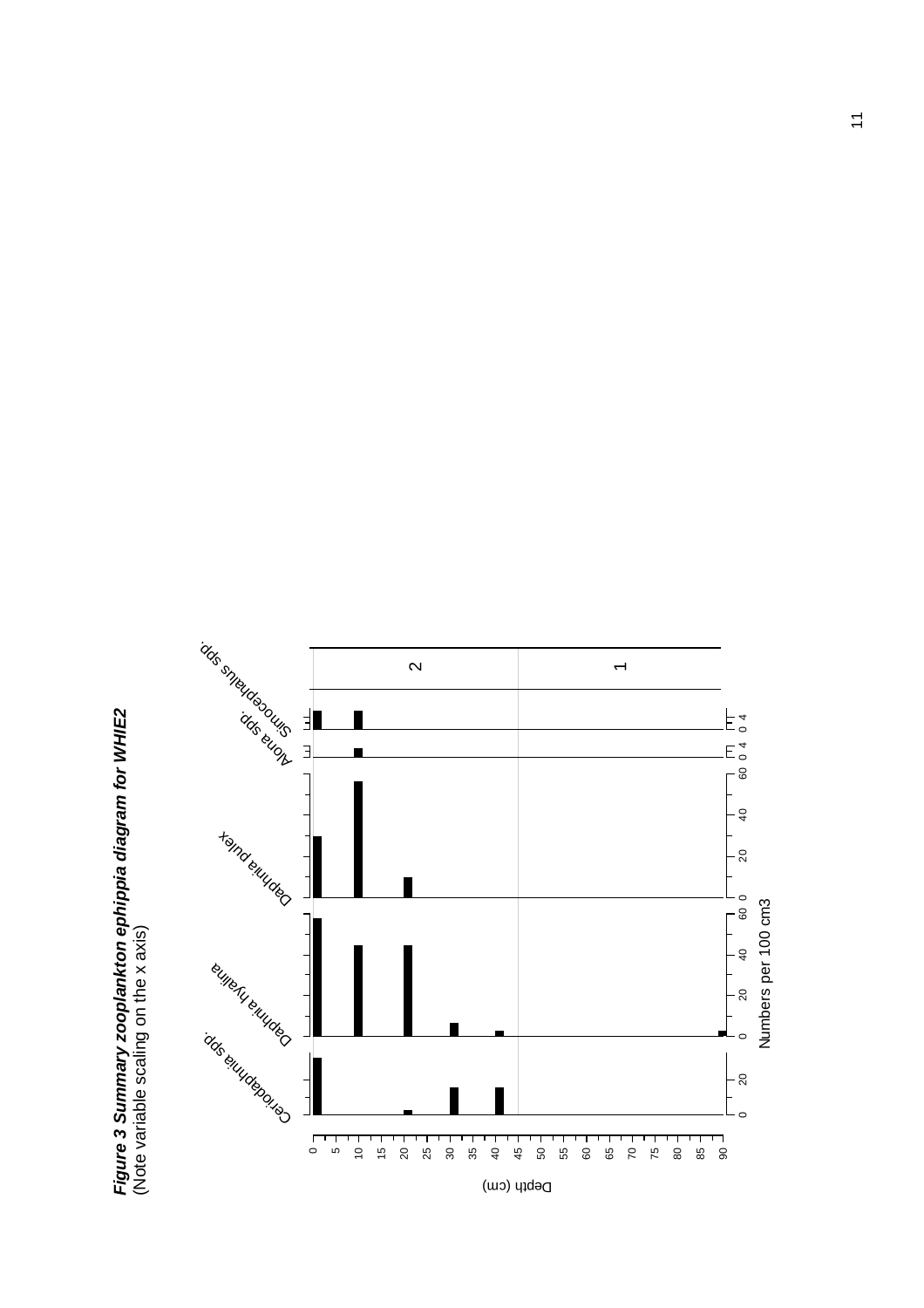***Figure 3 Summary zooplankton ephippia diagram for WHIE2***
(Note variable scaling on the x axis)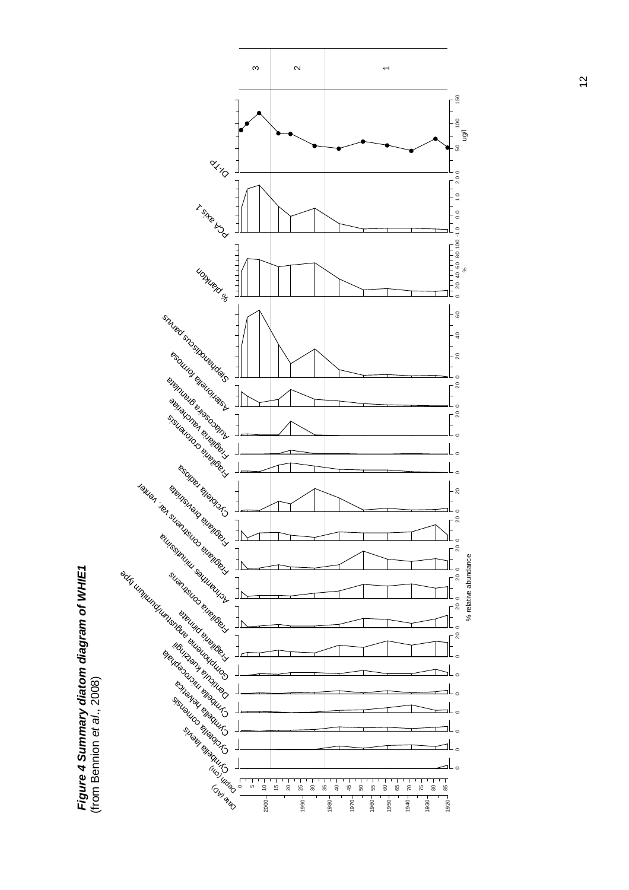***Figure 4 Summary diatom diagram of WHIE1***
(from Bennion *et al*., 2008)

Date (AD) | Depth (cm) | Cymbella laevis | Cyclotella comensis | Cymbella helvetica | Cymbella microcephala | Denticula kuetzingii | Gomphonema angustum/pumilum type | Fragilaria pinnata | Fragilaria construens | Achnanthes minutissima | Fragilaria construens var. venter | Fragilaria brevistriata | Cyclotella radiosa | Fragilaria crotonensis | Aulacoseira granulata | Fragilaria vaucheriae | Asterionella formosa | Stephanodiscus parvus | % plankton | PCA axis 1 | DI-TP

% relative abundance

ug/l

Zones: 3, 2, 1

Depth (cm): 0, 5, 10, 15, 20, 25, 30, 35, 40, 45, 50, 55, 60, 65, 70, 75, 80, 85

Date (AD): 2000, 1990, 1980, 1970, 1960, 1950, 1940, 1930, 1920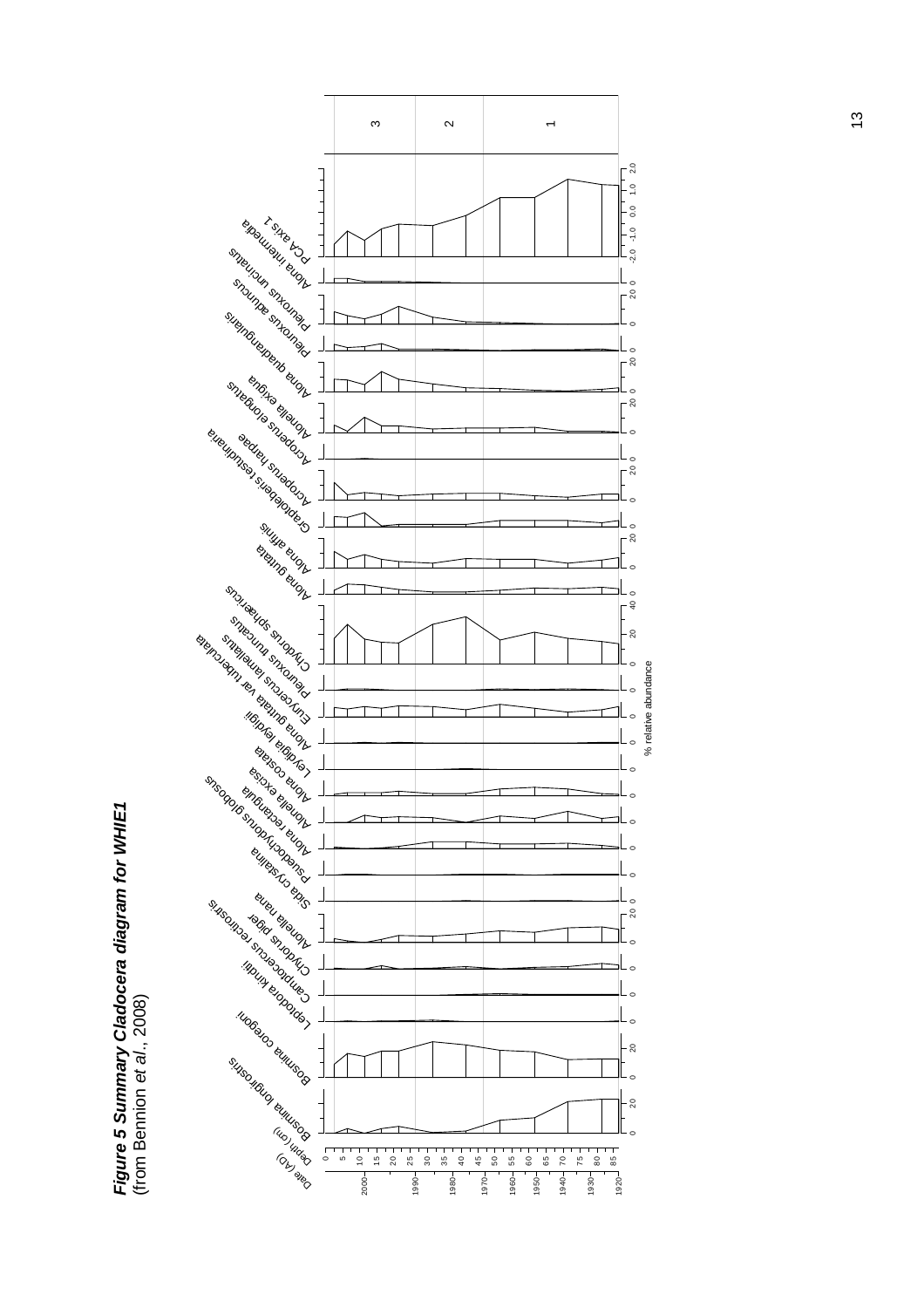***Figure 5 Summary Cladocera diagram for WHIE1***
(from Bennion *et al*., 2008)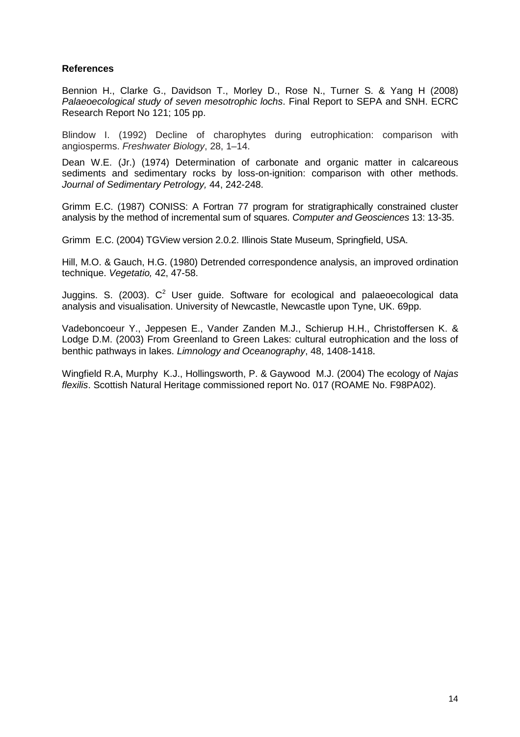**References**

Bennion H., Clarke G., Davidson T., Morley D., Rose N., Turner S. & Yang H (2008) *Palaeoecological study of seven mesotrophic lochs*. Final Report to SEPA and SNH. ECRC Research Report No 121; 105 pp.

Blindow I. (1992) Decline of charophytes during eutrophication: comparison with angiosperms. *Freshwater Biology*, 28, 1–14.

Dean W.E. (Jr.) (1974) Determination of carbonate and organic matter in calcareous sediments and sedimentary rocks by loss-on-ignition: comparison with other methods. *Journal of Sedimentary Petrology,* 44, 242-248.

Grimm E.C. (1987) CONISS: A Fortran 77 program for stratigraphically constrained cluster analysis by the method of incremental sum of squares. *Computer and Geosciences* 13: 13-35.

Grimm E.C. (2004) TGView version 2.0.2. Illinois State Museum, Springfield, USA.

Hill, M.O. & Gauch, H.G. (1980) Detrended correspondence analysis, an improved ordination technique. *Vegetatio,* 42, 47-58.

Juggins. S. (2003). $C^2$ User guide. Software for ecological and palaeoecological data analysis and visualisation. University of Newcastle, Newcastle upon Tyne, UK. 69pp.

Vadeboncoeur Y., Jeppesen E., Vander Zanden M.J., Schierup H.H., Christoffersen K. & Lodge D.M. (2003) From Greenland to Green Lakes: cultural eutrophication and the loss of benthic pathways in lakes. *Limnology and Oceanography*, 48, 1408-1418.

Wingfield R.A, Murphy K.J., Hollingsworth, P. & Gaywood M.J. (2004) The ecology of *Najas flexilis*. Scottish Natural Heritage commissioned report No. 017 (ROAME No. F98PA02).